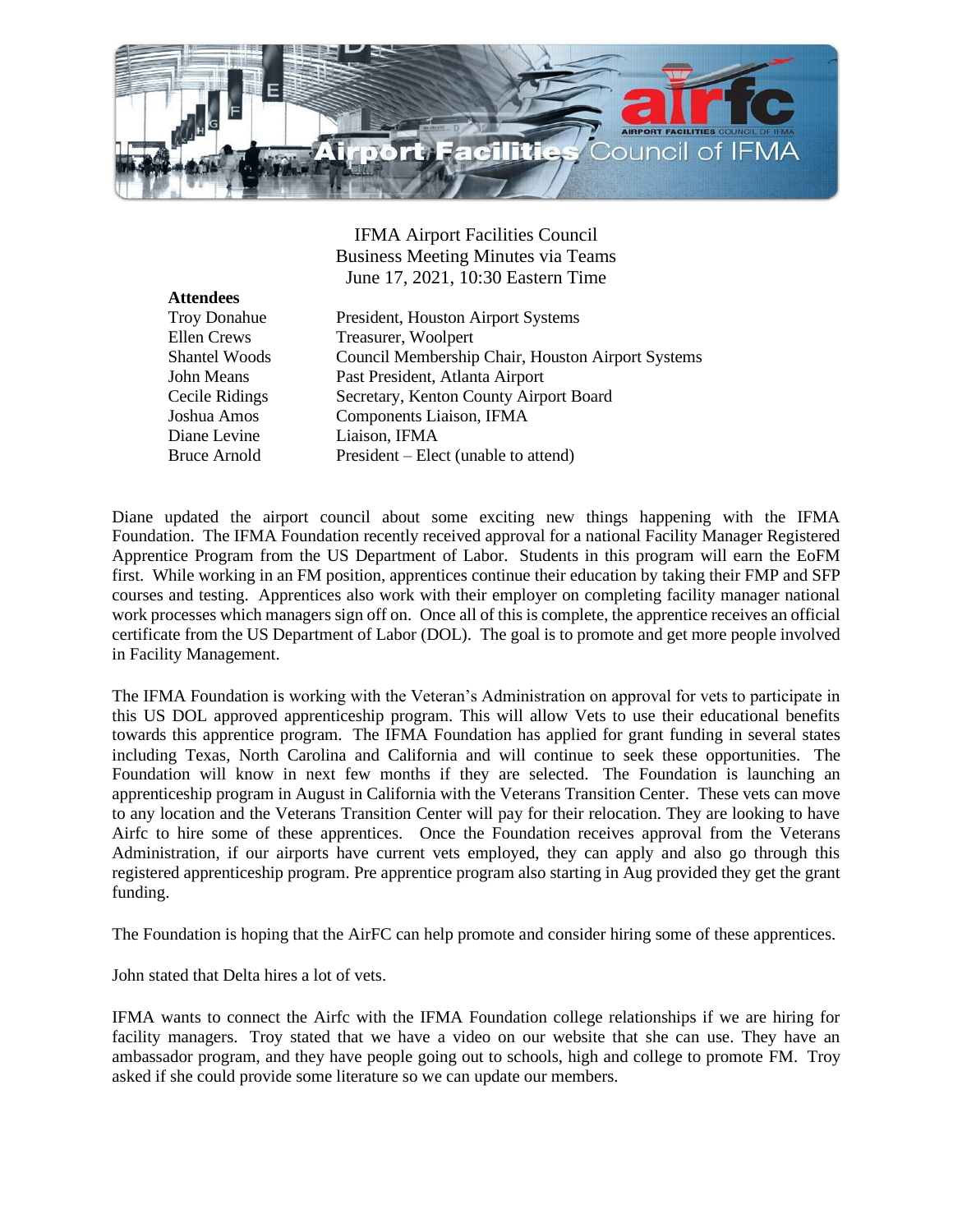IFMA Airport Facilities Council
Business Meeting Minutes via Teams
June 17, 2021, 10:30 Eastern Time

**Attendees**

| | |
|---|---|
| Troy Donahue | President, Houston Airport Systems |
| Ellen Crews | Treasurer, Woolpert |
| Shantel Woods | Council Membership Chair, Houston Airport Systems |
| John Means | Past President, Atlanta Airport |
| Cecile Ridings | Secretary, Kenton County Airport Board |
| Joshua Amos | Components Liaison, IFMA |
| Diane Levine | Liaison, IFMA |
| Bruce Arnold | President – Elect (unable to attend) |

Diane updated the airport council about some exciting new things happening with the IFMA Foundation. The IFMA Foundation recently received approval for a national Facility Manager Registered Apprentice Program from the US Department of Labor. Students in this program will earn the EoFM first. While working in an FM position, apprentices continue their education by taking their FMP and SFP courses and testing. Apprentices also work with their employer on completing facility manager national work processes which managers sign off on. Once all of this is complete, the apprentice receives an official certificate from the US Department of Labor (DOL). The goal is to promote and get more people involved in Facility Management.

The IFMA Foundation is working with the Veteran's Administration on approval for vets to participate in this US DOL approved apprenticeship program. This will allow Vets to use their educational benefits towards this apprentice program. The IFMA Foundation has applied for grant funding in several states including Texas, North Carolina and California and will continue to seek these opportunities. The Foundation will know in next few months if they are selected. The Foundation is launching an apprenticeship program in August in California with the Veterans Transition Center. These vets can move to any location and the Veterans Transition Center will pay for their relocation. They are looking to have Airfc to hire some of these apprentices. Once the Foundation receives approval from the Veterans Administration, if our airports have current vets employed, they can apply and also go through this registered apprenticeship program. Pre apprentice program also starting in Aug provided they get the grant funding.

The Foundation is hoping that the AirFC can help promote and consider hiring some of these apprentices.

John stated that Delta hires a lot of vets.

IFMA wants to connect the Airfc with the IFMA Foundation college relationships if we are hiring for facility managers. Troy stated that we have a video on our website that she can use. They have an ambassador program, and they have people going out to schools, high and college to promote FM. Troy asked if she could provide some literature so we can update our members.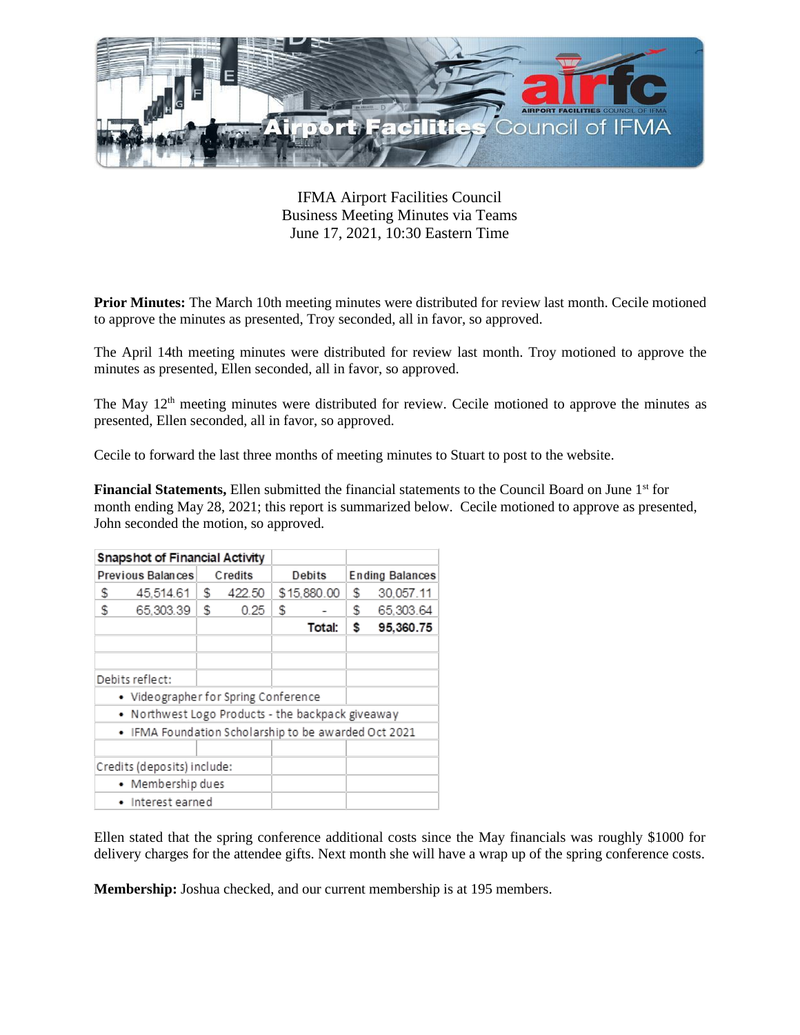IFMA Airport Facilities Council
Business Meeting Minutes via Teams
June 17, 2021, 10:30 Eastern Time

**Prior Minutes:** The March 10th meeting minutes were distributed for review last month. Cecile motioned to approve the minutes as presented, Troy seconded, all in favor, so approved.

The April 14th meeting minutes were distributed for review last month. Troy motioned to approve the minutes as presented, Ellen seconded, all in favor, so approved.

The May 12th meeting minutes were distributed for review. Cecile motioned to approve the minutes as presented, Ellen seconded, all in favor, so approved.

Cecile to forward the last three months of meeting minutes to Stuart to post to the website.

**Financial Statements,** Ellen submitted the financial statements to the Council Board on June 1st for month ending May 28, 2021; this report is summarized below. Cecile motioned to approve as presented, John seconded the motion, so approved.

| Snapshot of Financial Activity | | | |
|---|---|---|---|
| Previous Balances | Credits | Debits | Ending Balances |
| $ 45,514.61 | $ 422.50 | $15,880.00 | $ 30,057.11 |
| $ 65,303.39 | $ 0.25 | $ - | $ 65,303.64 |
| | | **Total:** | **$ 95,360.75** |
| | | | |
| | | | |
| Debits reflect: | | | |
| • Videographer for Spring Conference | | | |
| • Northwest Logo Products - the backpack giveaway | | | |
| • IFMA Foundation Scholarship to be awarded Oct 2021 | | | |
| | | | |
| Credits (deposits) include: | | | |
| • Membership dues | | | |
| • Interest earned | | | |

Ellen stated that the spring conference additional costs since the May financials was roughly $1000 for delivery charges for the attendee gifts. Next month she will have a wrap up of the spring conference costs.

**Membership:** Joshua checked, and our current membership is at 195 members.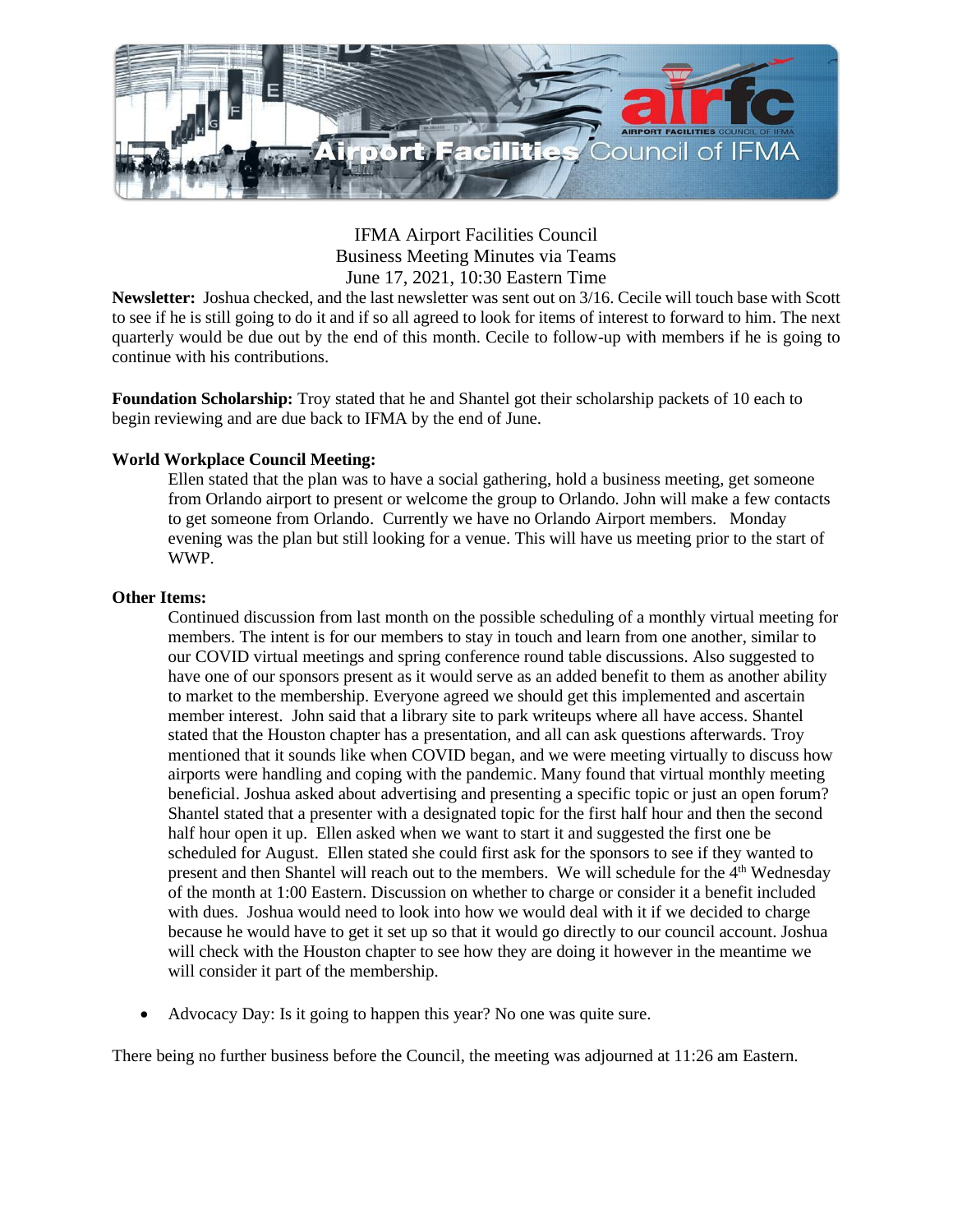IFMA Airport Facilities Council
Business Meeting Minutes via Teams
June 17, 2021, 10:30 Eastern Time

**Newsletter:** Joshua checked, and the last newsletter was sent out on 3/16. Cecile will touch base with Scott to see if he is still going to do it and if so all agreed to look for items of interest to forward to him. The next quarterly would be due out by the end of this month. Cecile to follow-up with members if he is going to continue with his contributions.

**Foundation Scholarship:** Troy stated that he and Shantel got their scholarship packets of 10 each to begin reviewing and are due back to IFMA by the end of June.

**World Workplace Council Meeting:**

Ellen stated that the plan was to have a social gathering, hold a business meeting, get someone from Orlando airport to present or welcome the group to Orlando. John will make a few contacts to get someone from Orlando. Currently we have no Orlando Airport members. Monday evening was the plan but still looking for a venue. This will have us meeting prior to the start of WWP.

**Other Items:**

Continued discussion from last month on the possible scheduling of a monthly virtual meeting for members. The intent is for our members to stay in touch and learn from one another, similar to our COVID virtual meetings and spring conference round table discussions. Also suggested to have one of our sponsors present as it would serve as an added benefit to them as another ability to market to the membership. Everyone agreed we should get this implemented and ascertain member interest. John said that a library site to park writeups where all have access. Shantel stated that the Houston chapter has a presentation, and all can ask questions afterwards. Troy mentioned that it sounds like when COVID began, and we were meeting virtually to discuss how airports were handling and coping with the pandemic. Many found that virtual monthly meeting beneficial. Joshua asked about advertising and presenting a specific topic or just an open forum? Shantel stated that a presenter with a designated topic for the first half hour and then the second half hour open it up. Ellen asked when we want to start it and suggested the first one be scheduled for August. Ellen stated she could first ask for the sponsors to see if they wanted to present and then Shantel will reach out to the members. We will schedule for the 4th Wednesday of the month at 1:00 Eastern. Discussion on whether to charge or consider it a benefit included with dues. Joshua would need to look into how we would deal with it if we decided to charge because he would have to get it set up so that it would go directly to our council account. Joshua will check with the Houston chapter to see how they are doing it however in the meantime we will consider it part of the membership.

- Advocacy Day: Is it going to happen this year? No one was quite sure.

There being no further business before the Council, the meeting was adjourned at 11:26 am Eastern.